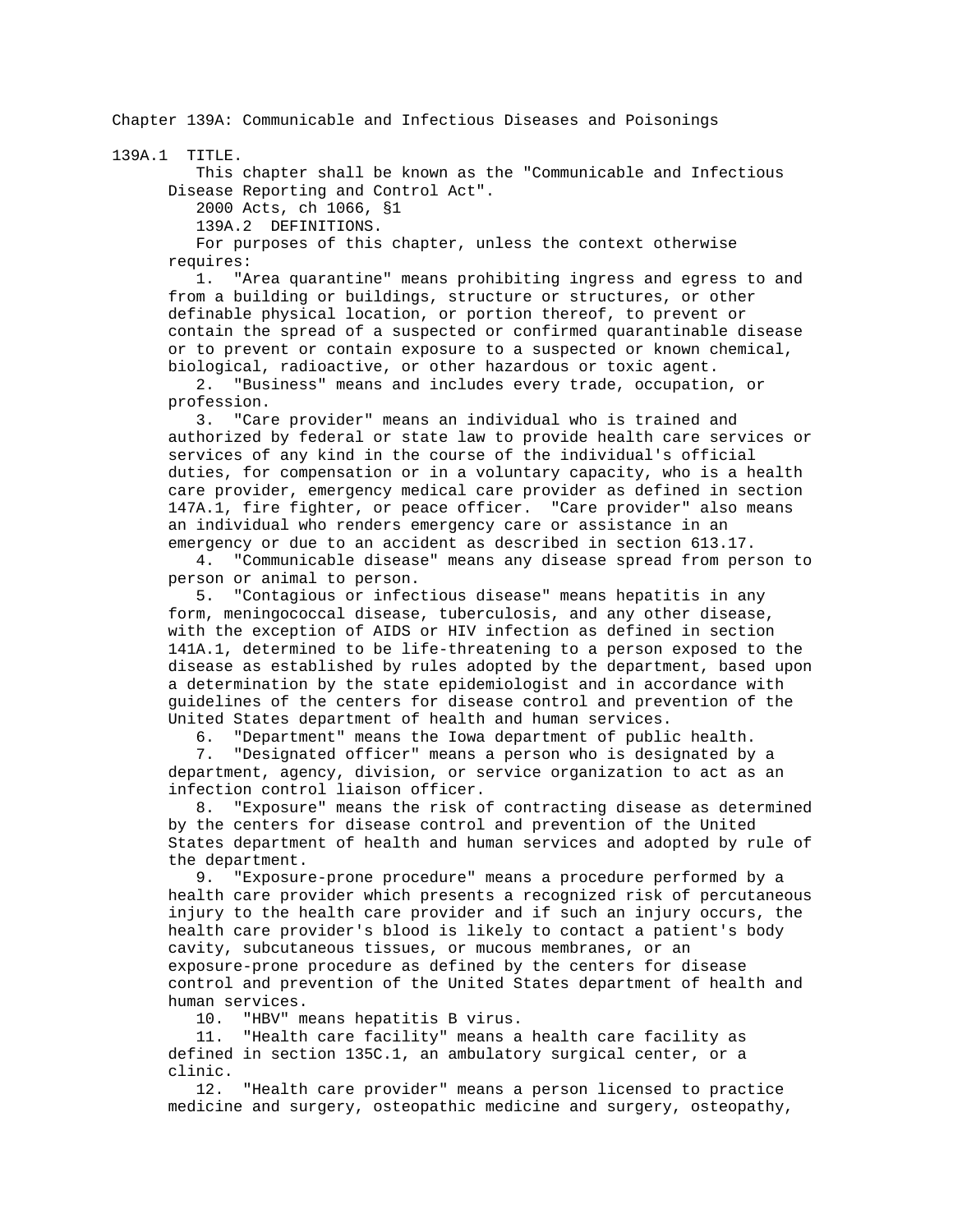# Chapter 139A: Communicable and Infectious Diseases and Poisonings

## 139A.1 TITLE.

This chapter shall be known as the "Communicable and Infectious Disease Reporting and Control Act".

2000 Acts, ch 1066, §1

## 139A.2 DEFINITIONS.

For purposes of this chapter, unless the context otherwise requires:

1. "Area quarantine" means prohibiting ingress and egress to and from a building or buildings, structure or structures, or other definable physical location, or portion thereof, to prevent or contain the spread of a suspected or confirmed quarantinable disease or to prevent or contain exposure to a suspected or known chemical, biological, radioactive, or other hazardous or toxic agent.
2. "Business" means and includes every trade, occupation, or profession.
3. "Care provider" means an individual who is trained and authorized by federal or state law to provide health care services or services of any kind in the course of the individual's official duties, for compensation or in a voluntary capacity, who is a health care provider, emergency medical care provider as defined in section 147A.1, fire fighter, or peace officer. "Care provider" also means an individual who renders emergency care or assistance in an emergency or due to an accident as described in section 613.17.
4. "Communicable disease" means any disease spread from person to person or animal to person.
5. "Contagious or infectious disease" means hepatitis in any form, meningococcal disease, tuberculosis, and any other disease, with the exception of AIDS or HIV infection as defined in section 141A.1, determined to be life-threatening to a person exposed to the disease as established by rules adopted by the department, based upon a determination by the state epidemiologist and in accordance with guidelines of the centers for disease control and prevention of the United States department of health and human services.
6. "Department" means the Iowa department of public health.
7. "Designated officer" means a person who is designated by a department, agency, division, or service organization to act as an infection control liaison officer.
8. "Exposure" means the risk of contracting disease as determined by the centers for disease control and prevention of the United States department of health and human services and adopted by rule of the department.
9. "Exposure-prone procedure" means a procedure performed by a health care provider which presents a recognized risk of percutaneous injury to the health care provider and if such an injury occurs, the health care provider's blood is likely to contact a patient's body cavity, subcutaneous tissues, or mucous membranes, or an exposure-prone procedure as defined by the centers for disease control and prevention of the United States department of health and human services.
10. "HBV" means hepatitis B virus.
11. "Health care facility" means a health care facility as defined in section 135C.1, an ambulatory surgical center, or a clinic.
12. "Health care provider" means a person licensed to practice medicine and surgery, osteopathic medicine and surgery, osteopathy,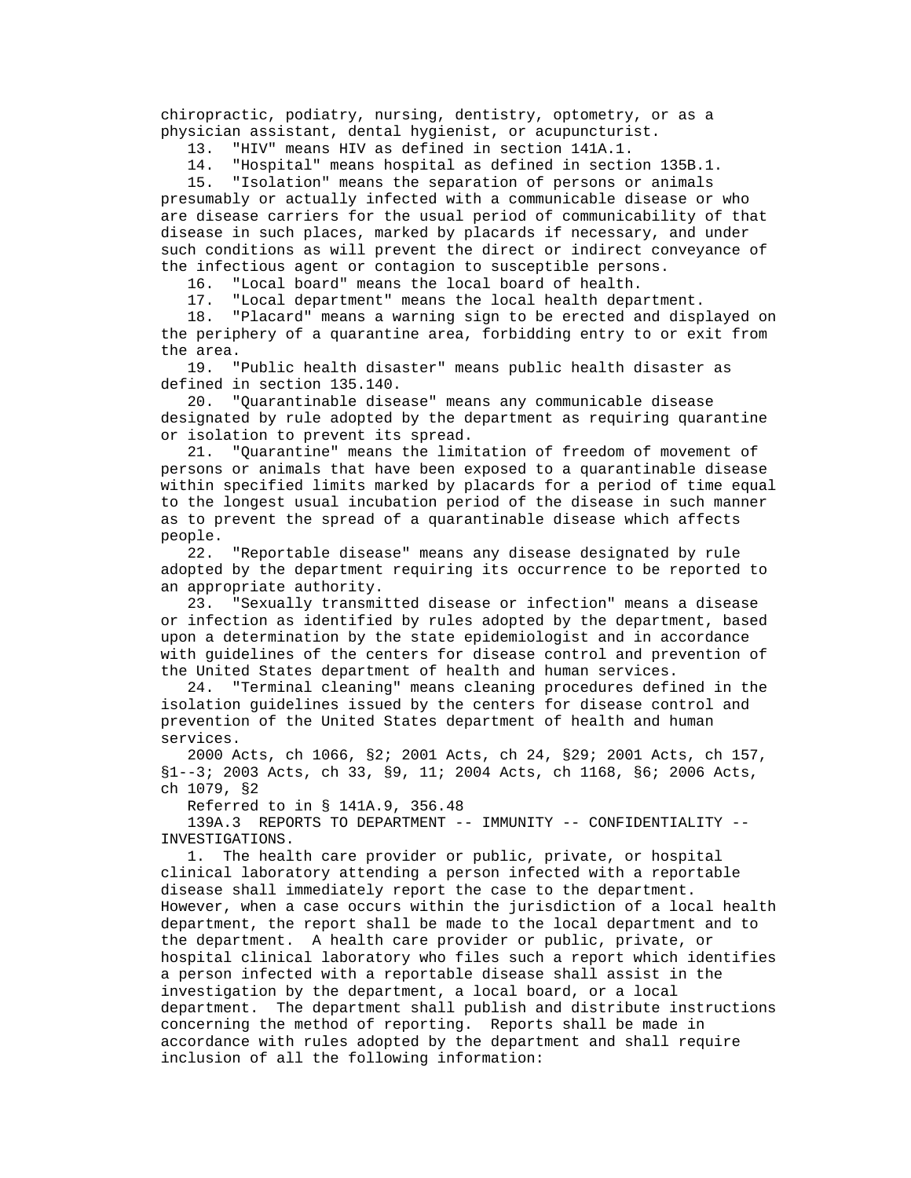chiropractic, podiatry, nursing, dentistry, optometry, or as a physician assistant, dental hygienist, or acupuncturist.

13. "HIV" means HIV as defined in section 141A.1.

14. "Hospital" means hospital as defined in section 135B.1.

15. "Isolation" means the separation of persons or animals presumably or actually infected with a communicable disease or who are disease carriers for the usual period of communicability of that disease in such places, marked by placards if necessary, and under such conditions as will prevent the direct or indirect conveyance of the infectious agent or contagion to susceptible persons.

16. "Local board" means the local board of health.

17. "Local department" means the local health department.

18. "Placard" means a warning sign to be erected and displayed on the periphery of a quarantine area, forbidding entry to or exit from the area.

19. "Public health disaster" means public health disaster as defined in section 135.140.

20. "Quarantinable disease" means any communicable disease designated by rule adopted by the department as requiring quarantine or isolation to prevent its spread.

21. "Quarantine" means the limitation of freedom of movement of persons or animals that have been exposed to a quarantinable disease within specified limits marked by placards for a period of time equal to the longest usual incubation period of the disease in such manner as to prevent the spread of a quarantinable disease which affects people.

22. "Reportable disease" means any disease designated by rule adopted by the department requiring its occurrence to be reported to an appropriate authority.

23. "Sexually transmitted disease or infection" means a disease or infection as identified by rules adopted by the department, based upon a determination by the state epidemiologist and in accordance with guidelines of the centers for disease control and prevention of the United States department of health and human services.

24. "Terminal cleaning" means cleaning procedures defined in the isolation guidelines issued by the centers for disease control and prevention of the United States department of health and human services.

2000 Acts, ch 1066, §2; 2001 Acts, ch 24, §29; 2001 Acts, ch 157, §1--3; 2003 Acts, ch 33, §9, 11; 2004 Acts, ch 1168, §6; 2006 Acts, ch 1079, §2

Referred to in § 141A.9, 356.48

139A.3 REPORTS TO DEPARTMENT -- IMMUNITY -- CONFIDENTIALITY -- INVESTIGATIONS.

1. The health care provider or public, private, or hospital clinical laboratory attending a person infected with a reportable disease shall immediately report the case to the department. However, when a case occurs within the jurisdiction of a local health department, the report shall be made to the local department and to the department. A health care provider or public, private, or hospital clinical laboratory who files such a report which identifies a person infected with a reportable disease shall assist in the investigation by the department, a local board, or a local department. The department shall publish and distribute instructions concerning the method of reporting. Reports shall be made in accordance with rules adopted by the department and shall require inclusion of all the following information: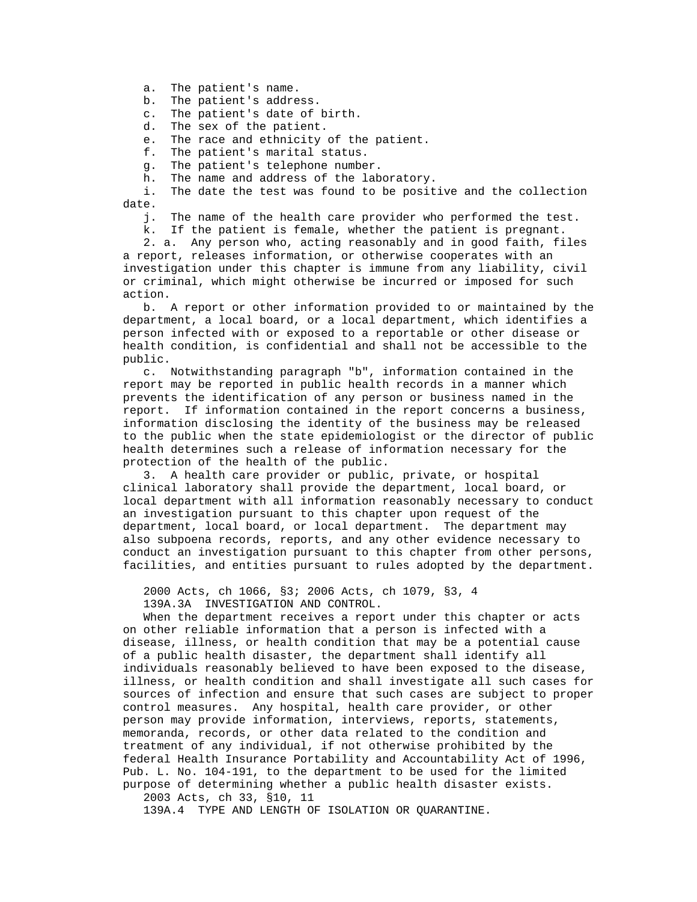a. The patient's name.
b. The patient's address.
c. The patient's date of birth.
d. The sex of the patient.
e. The race and ethnicity of the patient.
f. The patient's marital status.
g. The patient's telephone number.
h. The name and address of the laboratory.
i. The date the test was found to be positive and the collection date.
j. The name of the health care provider who performed the test.
k. If the patient is female, whether the patient is pregnant.

2. a. Any person who, acting reasonably and in good faith, files a report, releases information, or otherwise cooperates with an investigation under this chapter is immune from any liability, civil or criminal, which might otherwise be incurred or imposed for such action.

b. A report or other information provided to or maintained by the department, a local board, or a local department, which identifies a person infected with or exposed to a reportable or other disease or health condition, is confidential and shall not be accessible to the public.

c. Notwithstanding paragraph "b", information contained in the report may be reported in public health records in a manner which prevents the identification of any person or business named in the report. If information contained in the report concerns a business, information disclosing the identity of the business may be released to the public when the state epidemiologist or the director of public health determines such a release of information necessary for the protection of the health of the public.

3. A health care provider or public, private, or hospital clinical laboratory shall provide the department, local board, or local department with all information reasonably necessary to conduct an investigation pursuant to this chapter upon request of the department, local board, or local department. The department may also subpoena records, reports, and any other evidence necessary to conduct an investigation pursuant to this chapter from other persons, facilities, and entities pursuant to rules adopted by the department.

2000 Acts, ch 1066, §3; 2006 Acts, ch 1079, §3, 4

139A.3A INVESTIGATION AND CONTROL.

When the department receives a report under this chapter or acts on other reliable information that a person is infected with a disease, illness, or health condition that may be a potential cause of a public health disaster, the department shall identify all individuals reasonably believed to have been exposed to the disease, illness, or health condition and shall investigate all such cases for sources of infection and ensure that such cases are subject to proper control measures. Any hospital, health care provider, or other person may provide information, interviews, reports, statements, memoranda, records, or other data related to the condition and treatment of any individual, if not otherwise prohibited by the federal Health Insurance Portability and Accountability Act of 1996, Pub. L. No. 104-191, to the department to be used for the limited purpose of determining whether a public health disaster exists.

2003 Acts, ch 33, §10, 11

139A.4 TYPE AND LENGTH OF ISOLATION OR QUARANTINE.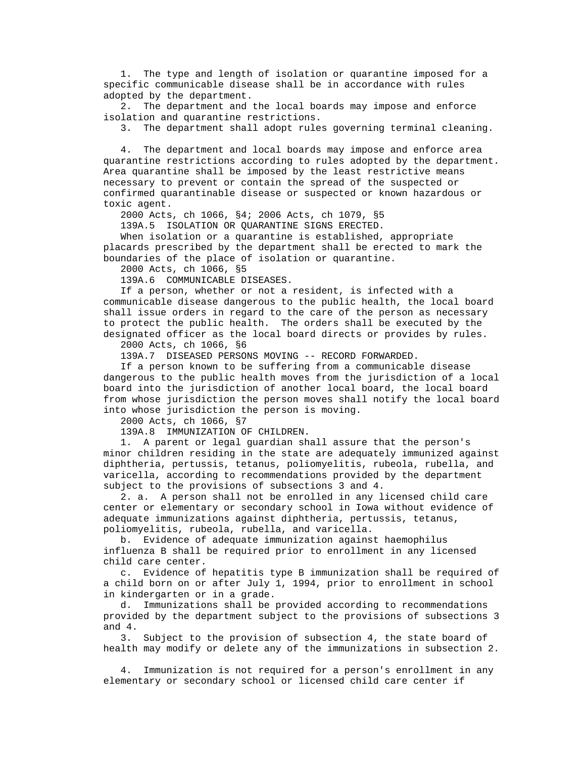1. The type and length of isolation or quarantine imposed for a specific communicable disease shall be in accordance with rules adopted by the department.

2. The department and the local boards may impose and enforce isolation and quarantine restrictions.

3. The department shall adopt rules governing terminal cleaning.

4. The department and local boards may impose and enforce area quarantine restrictions according to rules adopted by the department. Area quarantine shall be imposed by the least restrictive means necessary to prevent or contain the spread of the suspected or confirmed quarantinable disease or suspected or known hazardous or toxic agent.

2000 Acts, ch 1066, §4; 2006 Acts, ch 1079, §5

139A.5 ISOLATION OR QUARANTINE SIGNS ERECTED.

When isolation or a quarantine is established, appropriate placards prescribed by the department shall be erected to mark the boundaries of the place of isolation or quarantine.

2000 Acts, ch 1066, §5

139A.6 COMMUNICABLE DISEASES.

If a person, whether or not a resident, is infected with a communicable disease dangerous to the public health, the local board shall issue orders in regard to the care of the person as necessary to protect the public health. The orders shall be executed by the designated officer as the local board directs or provides by rules.

2000 Acts, ch 1066, §6

139A.7 DISEASED PERSONS MOVING -- RECORD FORWARDED.

If a person known to be suffering from a communicable disease dangerous to the public health moves from the jurisdiction of a local board into the jurisdiction of another local board, the local board from whose jurisdiction the person moves shall notify the local board into whose jurisdiction the person is moving.

2000 Acts, ch 1066, §7

139A.8 IMMUNIZATION OF CHILDREN.

1. A parent or legal guardian shall assure that the person's minor children residing in the state are adequately immunized against diphtheria, pertussis, tetanus, poliomyelitis, rubeola, rubella, and varicella, according to recommendations provided by the department subject to the provisions of subsections 3 and 4.

2. a. A person shall not be enrolled in any licensed child care center or elementary or secondary school in Iowa without evidence of adequate immunizations against diphtheria, pertussis, tetanus, poliomyelitis, rubeola, rubella, and varicella.

b. Evidence of adequate immunization against haemophilus influenza B shall be required prior to enrollment in any licensed child care center.

c. Evidence of hepatitis type B immunization shall be required of a child born on or after July 1, 1994, prior to enrollment in school in kindergarten or in a grade.

d. Immunizations shall be provided according to recommendations provided by the department subject to the provisions of subsections 3 and 4.

3. Subject to the provision of subsection 4, the state board of health may modify or delete any of the immunizations in subsection 2.

4. Immunization is not required for a person's enrollment in any elementary or secondary school or licensed child care center if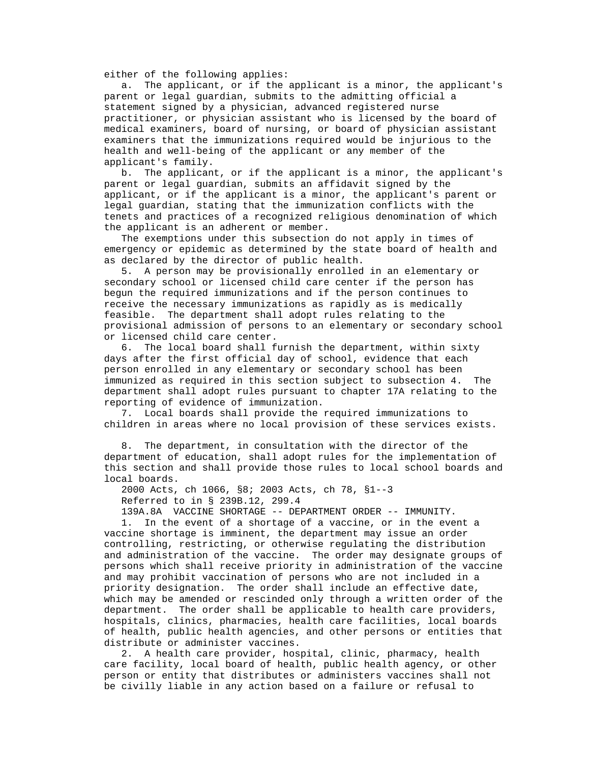either of the following applies:

a. The applicant, or if the applicant is a minor, the applicant's parent or legal guardian, submits to the admitting official a statement signed by a physician, advanced registered nurse practitioner, or physician assistant who is licensed by the board of medical examiners, board of nursing, or board of physician assistant examiners that the immunizations required would be injurious to the health and well-being of the applicant or any member of the applicant's family.

b. The applicant, or if the applicant is a minor, the applicant's parent or legal guardian, submits an affidavit signed by the applicant, or if the applicant is a minor, the applicant's parent or legal guardian, stating that the immunization conflicts with the tenets and practices of a recognized religious denomination of which the applicant is an adherent or member.

The exemptions under this subsection do not apply in times of emergency or epidemic as determined by the state board of health and as declared by the director of public health.

5. A person may be provisionally enrolled in an elementary or secondary school or licensed child care center if the person has begun the required immunizations and if the person continues to receive the necessary immunizations as rapidly as is medically feasible. The department shall adopt rules relating to the provisional admission of persons to an elementary or secondary school or licensed child care center.

6. The local board shall furnish the department, within sixty days after the first official day of school, evidence that each person enrolled in any elementary or secondary school has been immunized as required in this section subject to subsection 4. The department shall adopt rules pursuant to chapter 17A relating to the reporting of evidence of immunization.

7. Local boards shall provide the required immunizations to children in areas where no local provision of these services exists.

8. The department, in consultation with the director of the department of education, shall adopt rules for the implementation of this section and shall provide those rules to local school boards and local boards.

2000 Acts, ch 1066, §8; 2003 Acts, ch 78, §1--3

Referred to in § 239B.12, 299.4

139A.8A VACCINE SHORTAGE -- DEPARTMENT ORDER -- IMMUNITY.

1. In the event of a shortage of a vaccine, or in the event a vaccine shortage is imminent, the department may issue an order controlling, restricting, or otherwise regulating the distribution and administration of the vaccine. The order may designate groups of persons which shall receive priority in administration of the vaccine and may prohibit vaccination of persons who are not included in a priority designation. The order shall include an effective date, which may be amended or rescinded only through a written order of the department. The order shall be applicable to health care providers, hospitals, clinics, pharmacies, health care facilities, local boards of health, public health agencies, and other persons or entities that distribute or administer vaccines.

2. A health care provider, hospital, clinic, pharmacy, health care facility, local board of health, public health agency, or other person or entity that distributes or administers vaccines shall not be civilly liable in any action based on a failure or refusal to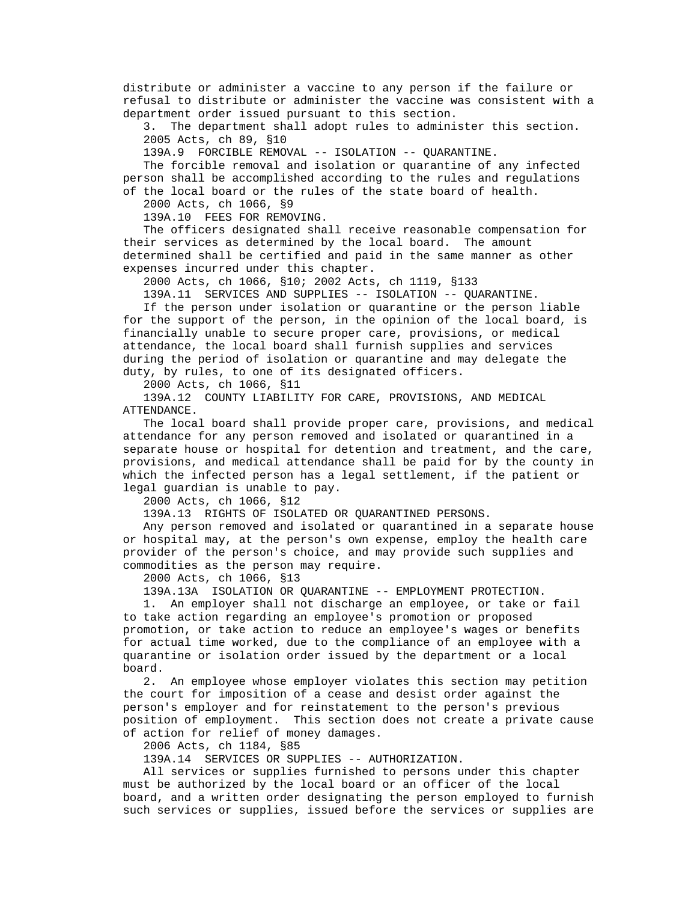distribute or administer a vaccine to any person if the failure or refusal to distribute or administer the vaccine was consistent with a department order issued pursuant to this section.

3. The department shall adopt rules to administer this section.

2005 Acts, ch 89, §10

139A.9 FORCIBLE REMOVAL -- ISOLATION -- QUARANTINE.

The forcible removal and isolation or quarantine of any infected person shall be accomplished according to the rules and regulations of the local board or the rules of the state board of health.

2000 Acts, ch 1066, §9

139A.10 FEES FOR REMOVING.

The officers designated shall receive reasonable compensation for their services as determined by the local board. The amount determined shall be certified and paid in the same manner as other expenses incurred under this chapter.

2000 Acts, ch 1066, §10; 2002 Acts, ch 1119, §133

139A.11 SERVICES AND SUPPLIES -- ISOLATION -- QUARANTINE.

If the person under isolation or quarantine or the person liable for the support of the person, in the opinion of the local board, is financially unable to secure proper care, provisions, or medical attendance, the local board shall furnish supplies and services during the period of isolation or quarantine and may delegate the duty, by rules, to one of its designated officers.

2000 Acts, ch 1066, §11

139A.12 COUNTY LIABILITY FOR CARE, PROVISIONS, AND MEDICAL ATTENDANCE.

The local board shall provide proper care, provisions, and medical attendance for any person removed and isolated or quarantined in a separate house or hospital for detention and treatment, and the care, provisions, and medical attendance shall be paid for by the county in which the infected person has a legal settlement, if the patient or legal guardian is unable to pay.

2000 Acts, ch 1066, §12

139A.13 RIGHTS OF ISOLATED OR QUARANTINED PERSONS.

Any person removed and isolated or quarantined in a separate house or hospital may, at the person's own expense, employ the health care provider of the person's choice, and may provide such supplies and commodities as the person may require.

2000 Acts, ch 1066, §13

139A.13A ISOLATION OR QUARANTINE -- EMPLOYMENT PROTECTION.

1. An employer shall not discharge an employee, or take or fail to take action regarding an employee's promotion or proposed promotion, or take action to reduce an employee's wages or benefits for actual time worked, due to the compliance of an employee with a quarantine or isolation order issued by the department or a local board.

2. An employee whose employer violates this section may petition the court for imposition of a cease and desist order against the person's employer and for reinstatement to the person's previous position of employment. This section does not create a private cause of action for relief of money damages.

2006 Acts, ch 1184, §85

139A.14 SERVICES OR SUPPLIES -- AUTHORIZATION.

All services or supplies furnished to persons under this chapter must be authorized by the local board or an officer of the local board, and a written order designating the person employed to furnish such services or supplies, issued before the services or supplies are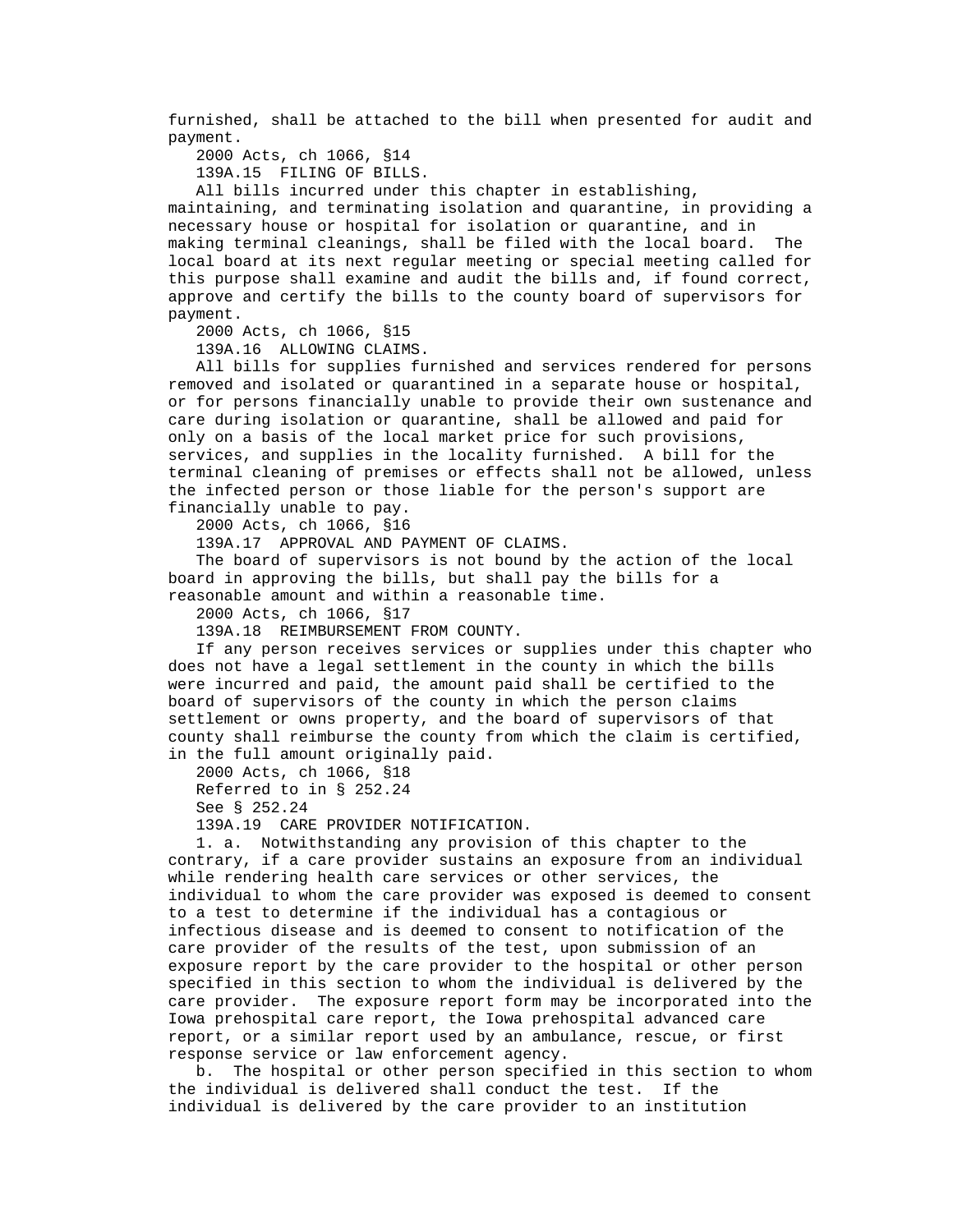furnished, shall be attached to the bill when presented for audit and payment.

2000 Acts, ch 1066, §14

139A.15 FILING OF BILLS.

All bills incurred under this chapter in establishing, maintaining, and terminating isolation and quarantine, in providing a necessary house or hospital for isolation or quarantine, and in making terminal cleanings, shall be filed with the local board. The local board at its next regular meeting or special meeting called for this purpose shall examine and audit the bills and, if found correct, approve and certify the bills to the county board of supervisors for payment.

2000 Acts, ch 1066, §15

139A.16 ALLOWING CLAIMS.

All bills for supplies furnished and services rendered for persons removed and isolated or quarantined in a separate house or hospital, or for persons financially unable to provide their own sustenance and care during isolation or quarantine, shall be allowed and paid for only on a basis of the local market price for such provisions, services, and supplies in the locality furnished. A bill for the terminal cleaning of premises or effects shall not be allowed, unless the infected person or those liable for the person's support are financially unable to pay.

2000 Acts, ch 1066, §16

139A.17 APPROVAL AND PAYMENT OF CLAIMS.

The board of supervisors is not bound by the action of the local board in approving the bills, but shall pay the bills for a reasonable amount and within a reasonable time.

2000 Acts, ch 1066, §17

139A.18 REIMBURSEMENT FROM COUNTY.

If any person receives services or supplies under this chapter who does not have a legal settlement in the county in which the bills were incurred and paid, the amount paid shall be certified to the board of supervisors of the county in which the person claims settlement or owns property, and the board of supervisors of that county shall reimburse the county from which the claim is certified, in the full amount originally paid.

2000 Acts, ch 1066, §18

Referred to in § 252.24

See § 252.24

139A.19 CARE PROVIDER NOTIFICATION.

1. a. Notwithstanding any provision of this chapter to the contrary, if a care provider sustains an exposure from an individual while rendering health care services or other services, the individual to whom the care provider was exposed is deemed to consent to a test to determine if the individual has a contagious or infectious disease and is deemed to consent to notification of the care provider of the results of the test, upon submission of an exposure report by the care provider to the hospital or other person specified in this section to whom the individual is delivered by the care provider. The exposure report form may be incorporated into the Iowa prehospital care report, the Iowa prehospital advanced care report, or a similar report used by an ambulance, rescue, or first response service or law enforcement agency.

b. The hospital or other person specified in this section to whom the individual is delivered shall conduct the test. If the individual is delivered by the care provider to an institution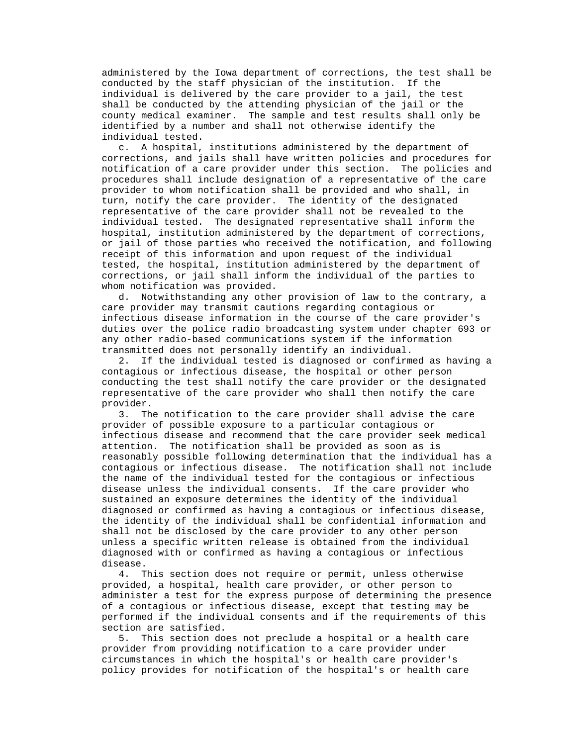administered by the Iowa department of corrections, the test shall be conducted by the staff physician of the institution. If the individual is delivered by the care provider to a jail, the test shall be conducted by the attending physician of the jail or the county medical examiner. The sample and test results shall only be identified by a number and shall not otherwise identify the individual tested.

c. A hospital, institutions administered by the department of corrections, and jails shall have written policies and procedures for notification of a care provider under this section. The policies and procedures shall include designation of a representative of the care provider to whom notification shall be provided and who shall, in turn, notify the care provider. The identity of the designated representative of the care provider shall not be revealed to the individual tested. The designated representative shall inform the hospital, institution administered by the department of corrections, or jail of those parties who received the notification, and following receipt of this information and upon request of the individual tested, the hospital, institution administered by the department of corrections, or jail shall inform the individual of the parties to whom notification was provided.

d. Notwithstanding any other provision of law to the contrary, a care provider may transmit cautions regarding contagious or infectious disease information in the course of the care provider's duties over the police radio broadcasting system under chapter 693 or any other radio-based communications system if the information transmitted does not personally identify an individual.

2. If the individual tested is diagnosed or confirmed as having a contagious or infectious disease, the hospital or other person conducting the test shall notify the care provider or the designated representative of the care provider who shall then notify the care provider.

3. The notification to the care provider shall advise the care provider of possible exposure to a particular contagious or infectious disease and recommend that the care provider seek medical attention. The notification shall be provided as soon as is reasonably possible following determination that the individual has a contagious or infectious disease. The notification shall not include the name of the individual tested for the contagious or infectious disease unless the individual consents. If the care provider who sustained an exposure determines the identity of the individual diagnosed or confirmed as having a contagious or infectious disease, the identity of the individual shall be confidential information and shall not be disclosed by the care provider to any other person unless a specific written release is obtained from the individual diagnosed with or confirmed as having a contagious or infectious disease.

4. This section does not require or permit, unless otherwise provided, a hospital, health care provider, or other person to administer a test for the express purpose of determining the presence of a contagious or infectious disease, except that testing may be performed if the individual consents and if the requirements of this section are satisfied.

5. This section does not preclude a hospital or a health care provider from providing notification to a care provider under circumstances in which the hospital's or health care provider's policy provides for notification of the hospital's or health care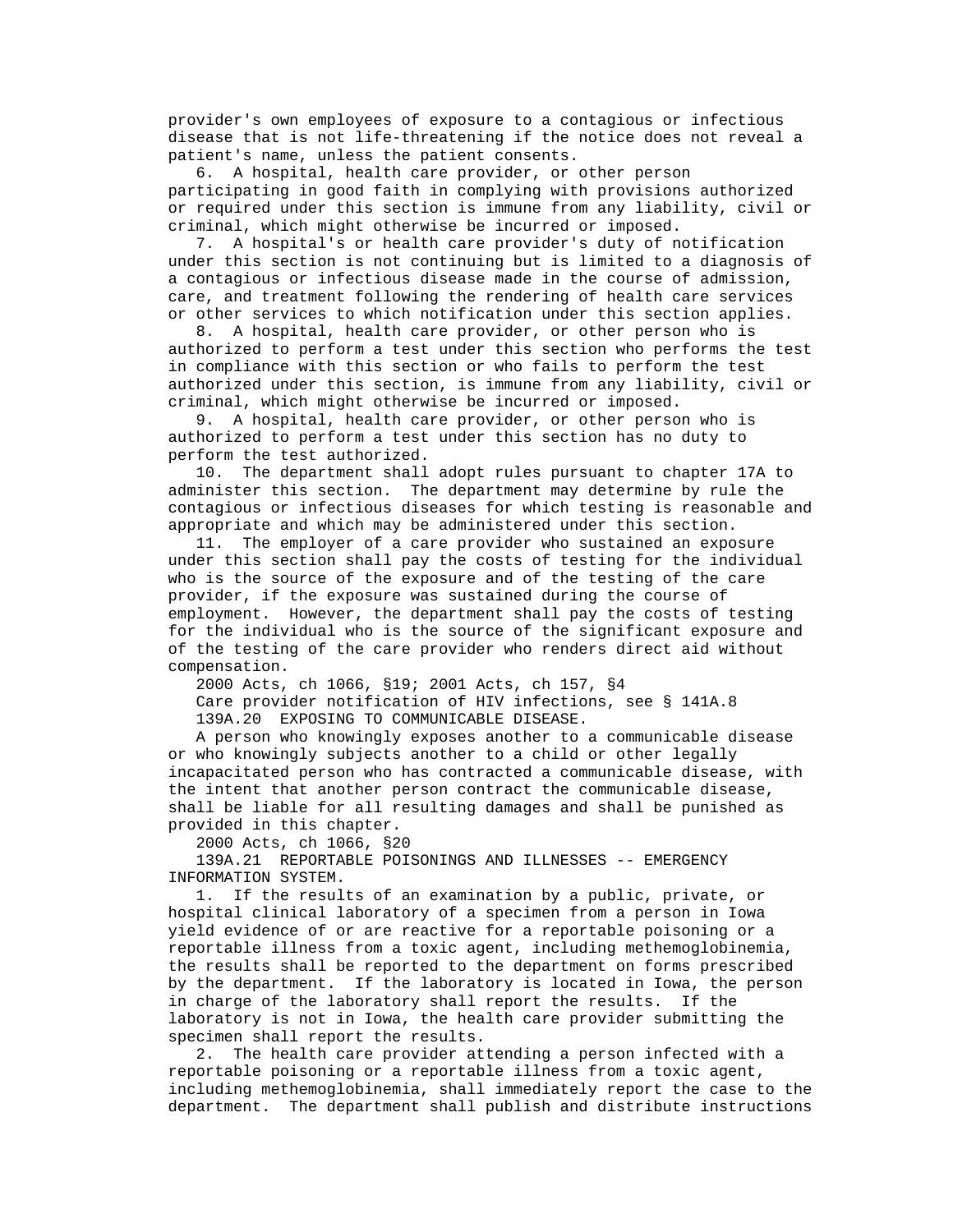provider's own employees of exposure to a contagious or infectious disease that is not life-threatening if the notice does not reveal a patient's name, unless the patient consents.

6. A hospital, health care provider, or other person participating in good faith in complying with provisions authorized or required under this section is immune from any liability, civil or criminal, which might otherwise be incurred or imposed.

7. A hospital's or health care provider's duty of notification under this section is not continuing but is limited to a diagnosis of a contagious or infectious disease made in the course of admission, care, and treatment following the rendering of health care services or other services to which notification under this section applies.

8. A hospital, health care provider, or other person who is authorized to perform a test under this section who performs the test in compliance with this section or who fails to perform the test authorized under this section, is immune from any liability, civil or criminal, which might otherwise be incurred or imposed.

9. A hospital, health care provider, or other person who is authorized to perform a test under this section has no duty to perform the test authorized.

10. The department shall adopt rules pursuant to chapter 17A to administer this section. The department may determine by rule the contagious or infectious diseases for which testing is reasonable and appropriate and which may be administered under this section.

11. The employer of a care provider who sustained an exposure under this section shall pay the costs of testing for the individual who is the source of the exposure and of the testing of the care provider, if the exposure was sustained during the course of employment. However, the department shall pay the costs of testing for the individual who is the source of the significant exposure and of the testing of the care provider who renders direct aid without compensation.

2000 Acts, ch 1066, §19; 2001 Acts, ch 157, §4

Care provider notification of HIV infections, see § 141A.8

139A.20 EXPOSING TO COMMUNICABLE DISEASE.

A person who knowingly exposes another to a communicable disease or who knowingly subjects another to a child or other legally incapacitated person who has contracted a communicable disease, with the intent that another person contract the communicable disease, shall be liable for all resulting damages and shall be punished as provided in this chapter.

2000 Acts, ch 1066, §20

139A.21 REPORTABLE POISONINGS AND ILLNESSES -- EMERGENCY INFORMATION SYSTEM.

1. If the results of an examination by a public, private, or hospital clinical laboratory of a specimen from a person in Iowa yield evidence of or are reactive for a reportable poisoning or a reportable illness from a toxic agent, including methemoglobinemia, the results shall be reported to the department on forms prescribed by the department. If the laboratory is located in Iowa, the person in charge of the laboratory shall report the results. If the laboratory is not in Iowa, the health care provider submitting the specimen shall report the results.

2. The health care provider attending a person infected with a reportable poisoning or a reportable illness from a toxic agent, including methemoglobinemia, shall immediately report the case to the department. The department shall publish and distribute instructions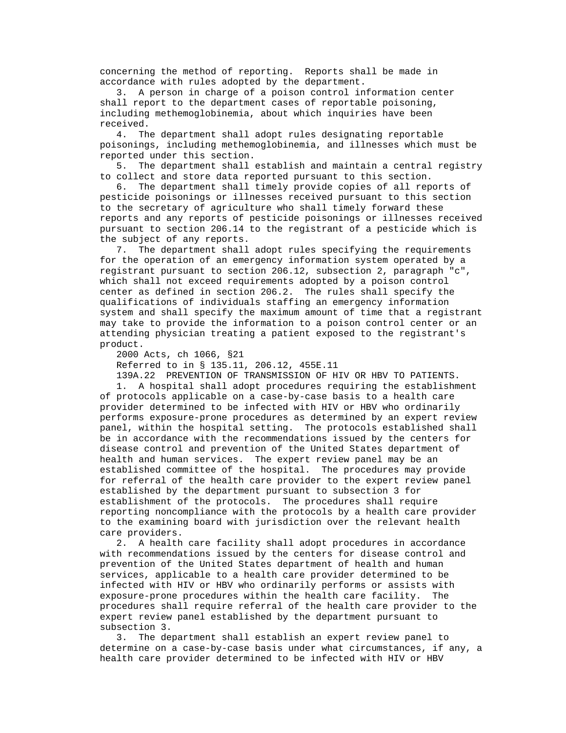concerning the method of reporting. Reports shall be made in accordance with rules adopted by the department.

3. A person in charge of a poison control information center shall report to the department cases of reportable poisoning, including methemoglobinemia, about which inquiries have been received.

4. The department shall adopt rules designating reportable poisonings, including methemoglobinemia, and illnesses which must be reported under this section.

5. The department shall establish and maintain a central registry to collect and store data reported pursuant to this section.

6. The department shall timely provide copies of all reports of pesticide poisonings or illnesses received pursuant to this section to the secretary of agriculture who shall timely forward these reports and any reports of pesticide poisonings or illnesses received pursuant to section 206.14 to the registrant of a pesticide which is the subject of any reports.

7. The department shall adopt rules specifying the requirements for the operation of an emergency information system operated by a registrant pursuant to section 206.12, subsection 2, paragraph "c", which shall not exceed requirements adopted by a poison control center as defined in section 206.2. The rules shall specify the qualifications of individuals staffing an emergency information system and shall specify the maximum amount of time that a registrant may take to provide the information to a poison control center or an attending physician treating a patient exposed to the registrant's product.

2000 Acts, ch 1066, §21

Referred to in § 135.11, 206.12, 455E.11

139A.22 PREVENTION OF TRANSMISSION OF HIV OR HBV TO PATIENTS.

1. A hospital shall adopt procedures requiring the establishment of protocols applicable on a case-by-case basis to a health care provider determined to be infected with HIV or HBV who ordinarily performs exposure-prone procedures as determined by an expert review panel, within the hospital setting. The protocols established shall be in accordance with the recommendations issued by the centers for disease control and prevention of the United States department of health and human services. The expert review panel may be an established committee of the hospital. The procedures may provide for referral of the health care provider to the expert review panel established by the department pursuant to subsection 3 for establishment of the protocols. The procedures shall require reporting noncompliance with the protocols by a health care provider to the examining board with jurisdiction over the relevant health care providers.

2. A health care facility shall adopt procedures in accordance with recommendations issued by the centers for disease control and prevention of the United States department of health and human services, applicable to a health care provider determined to be infected with HIV or HBV who ordinarily performs or assists with exposure-prone procedures within the health care facility. The procedures shall require referral of the health care provider to the expert review panel established by the department pursuant to subsection 3.

3. The department shall establish an expert review panel to determine on a case-by-case basis under what circumstances, if any, a health care provider determined to be infected with HIV or HBV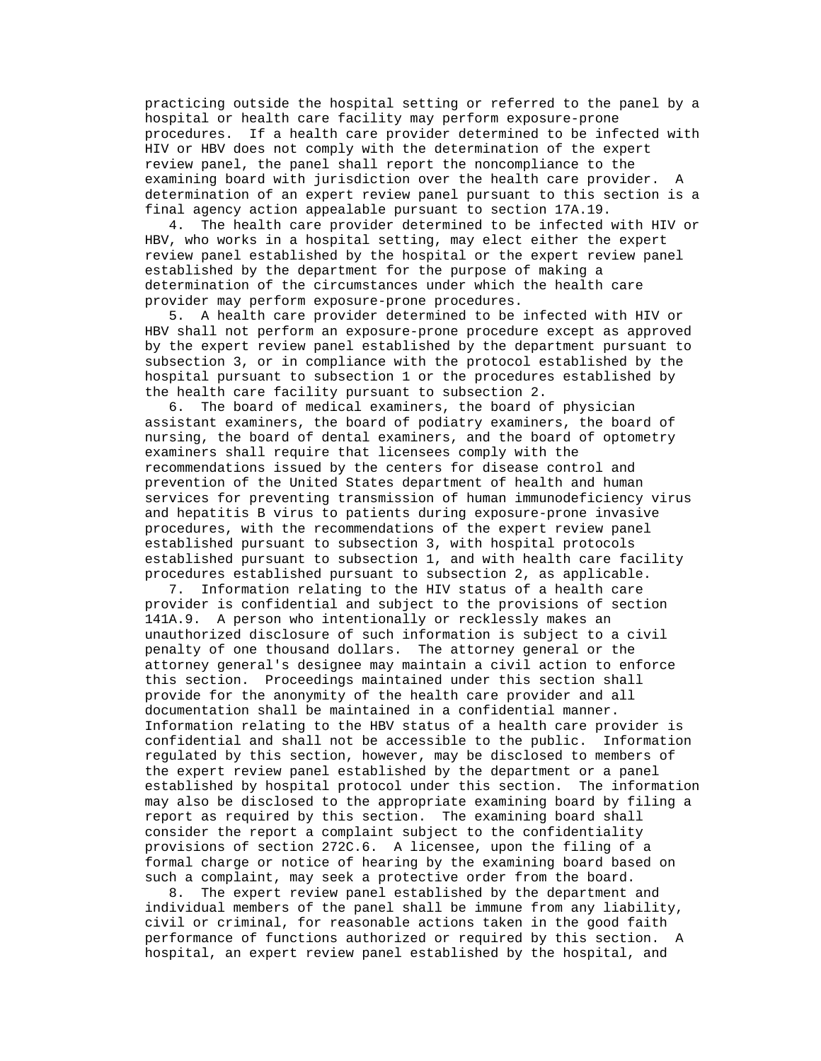practicing outside the hospital setting or referred to the panel by a hospital or health care facility may perform exposure-prone procedures. If a health care provider determined to be infected with HIV or HBV does not comply with the determination of the expert review panel, the panel shall report the noncompliance to the examining board with jurisdiction over the health care provider. A determination of an expert review panel pursuant to this section is a final agency action appealable pursuant to section 17A.19.

4. The health care provider determined to be infected with HIV or HBV, who works in a hospital setting, may elect either the expert review panel established by the hospital or the expert review panel established by the department for the purpose of making a determination of the circumstances under which the health care provider may perform exposure-prone procedures.

5. A health care provider determined to be infected with HIV or HBV shall not perform an exposure-prone procedure except as approved by the expert review panel established by the department pursuant to subsection 3, or in compliance with the protocol established by the hospital pursuant to subsection 1 or the procedures established by the health care facility pursuant to subsection 2.

6. The board of medical examiners, the board of physician assistant examiners, the board of podiatry examiners, the board of nursing, the board of dental examiners, and the board of optometry examiners shall require that licensees comply with the recommendations issued by the centers for disease control and prevention of the United States department of health and human services for preventing transmission of human immunodeficiency virus and hepatitis B virus to patients during exposure-prone invasive procedures, with the recommendations of the expert review panel established pursuant to subsection 3, with hospital protocols established pursuant to subsection 1, and with health care facility procedures established pursuant to subsection 2, as applicable.

7. Information relating to the HIV status of a health care provider is confidential and subject to the provisions of section 141A.9. A person who intentionally or recklessly makes an unauthorized disclosure of such information is subject to a civil penalty of one thousand dollars. The attorney general or the attorney general's designee may maintain a civil action to enforce this section. Proceedings maintained under this section shall provide for the anonymity of the health care provider and all documentation shall be maintained in a confidential manner. Information relating to the HBV status of a health care provider is confidential and shall not be accessible to the public. Information regulated by this section, however, may be disclosed to members of the expert review panel established by the department or a panel established by hospital protocol under this section. The information may also be disclosed to the appropriate examining board by filing a report as required by this section. The examining board shall consider the report a complaint subject to the confidentiality provisions of section 272C.6. A licensee, upon the filing of a formal charge or notice of hearing by the examining board based on such a complaint, may seek a protective order from the board.

8. The expert review panel established by the department and individual members of the panel shall be immune from any liability, civil or criminal, for reasonable actions taken in the good faith performance of functions authorized or required by this section. A hospital, an expert review panel established by the hospital, and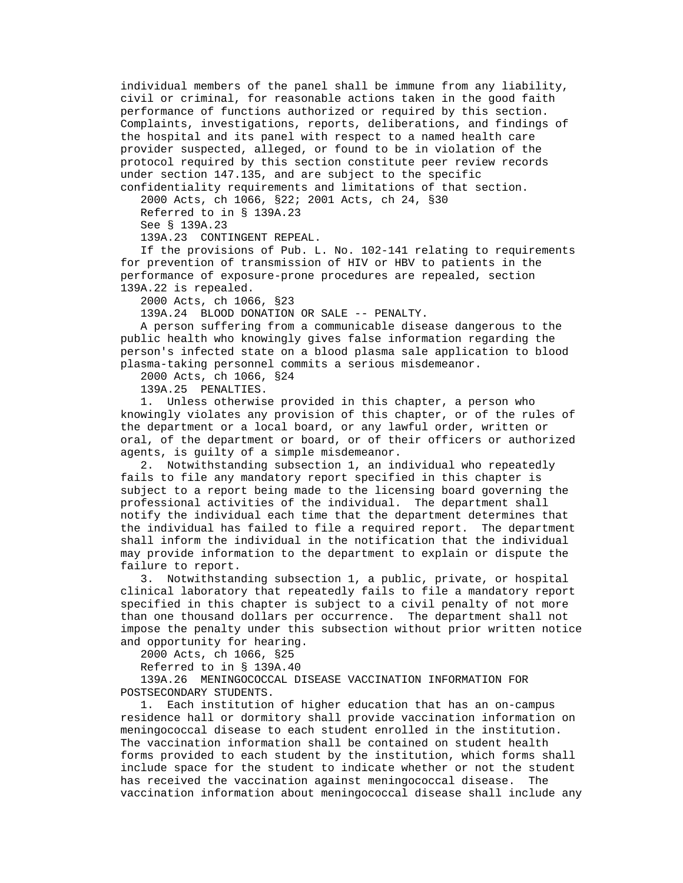individual members of the panel shall be immune from any liability, civil or criminal, for reasonable actions taken in the good faith performance of functions authorized or required by this section. Complaints, investigations, reports, deliberations, and findings of the hospital and its panel with respect to a named health care provider suspected, alleged, or found to be in violation of the protocol required by this section constitute peer review records under section 147.135, and are subject to the specific confidentiality requirements and limitations of that section.

2000 Acts, ch 1066, §22; 2001 Acts, ch 24, §30

Referred to in § 139A.23

See § 139A.23

139A.23 CONTINGENT REPEAL.

If the provisions of Pub. L. No. 102-141 relating to requirements for prevention of transmission of HIV or HBV to patients in the performance of exposure-prone procedures are repealed, section 139A.22 is repealed.

2000 Acts, ch 1066, §23

139A.24 BLOOD DONATION OR SALE -- PENALTY.

A person suffering from a communicable disease dangerous to the public health who knowingly gives false information regarding the person's infected state on a blood plasma sale application to blood plasma-taking personnel commits a serious misdemeanor.

2000 Acts, ch 1066, §24

139A.25 PENALTIES.

1. Unless otherwise provided in this chapter, a person who knowingly violates any provision of this chapter, or of the rules of the department or a local board, or any lawful order, written or oral, of the department or board, or of their officers or authorized agents, is guilty of a simple misdemeanor.

2. Notwithstanding subsection 1, an individual who repeatedly fails to file any mandatory report specified in this chapter is subject to a report being made to the licensing board governing the professional activities of the individual. The department shall notify the individual each time that the department determines that the individual has failed to file a required report. The department shall inform the individual in the notification that the individual may provide information to the department to explain or dispute the failure to report.

3. Notwithstanding subsection 1, a public, private, or hospital clinical laboratory that repeatedly fails to file a mandatory report specified in this chapter is subject to a civil penalty of not more than one thousand dollars per occurrence. The department shall not impose the penalty under this subsection without prior written notice and opportunity for hearing.

2000 Acts, ch 1066, §25

Referred to in § 139A.40

139A.26 MENINGOCOCCAL DISEASE VACCINATION INFORMATION FOR POSTSECONDARY STUDENTS.

1. Each institution of higher education that has an on-campus residence hall or dormitory shall provide vaccination information on meningococcal disease to each student enrolled in the institution. The vaccination information shall be contained on student health forms provided to each student by the institution, which forms shall include space for the student to indicate whether or not the student has received the vaccination against meningococcal disease. The vaccination information about meningococcal disease shall include any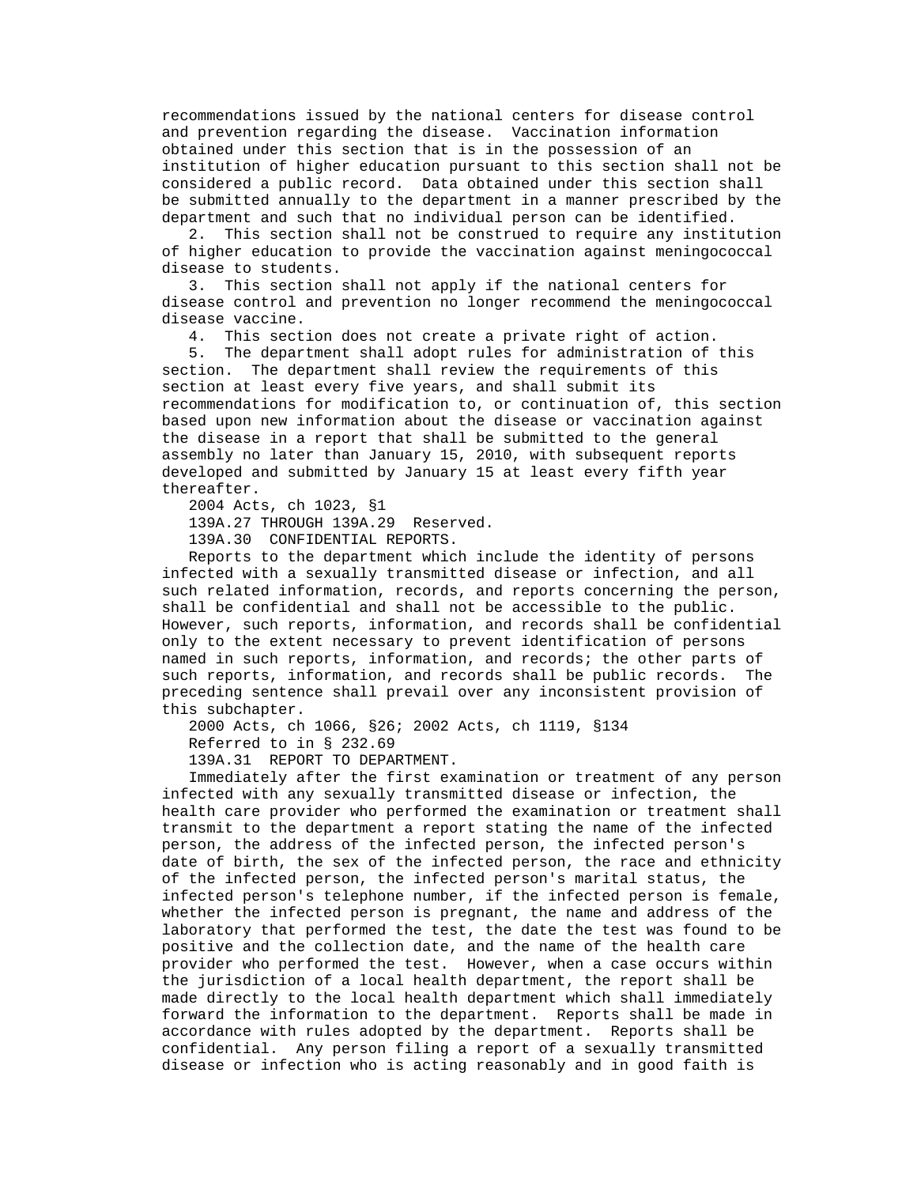recommendations issued by the national centers for disease control and prevention regarding the disease. Vaccination information obtained under this section that is in the possession of an institution of higher education pursuant to this section shall not be considered a public record. Data obtained under this section shall be submitted annually to the department in a manner prescribed by the department and such that no individual person can be identified.

2. This section shall not be construed to require any institution of higher education to provide the vaccination against meningococcal disease to students.

3. This section shall not apply if the national centers for disease control and prevention no longer recommend the meningococcal disease vaccine.

4. This section does not create a private right of action.

5. The department shall adopt rules for administration of this section. The department shall review the requirements of this section at least every five years, and shall submit its recommendations for modification to, or continuation of, this section based upon new information about the disease or vaccination against the disease in a report that shall be submitted to the general assembly no later than January 15, 2010, with subsequent reports developed and submitted by January 15 at least every fifth year thereafter.

2004 Acts, ch 1023, §1

139A.27 THROUGH 139A.29 Reserved.

139A.30 CONFIDENTIAL REPORTS.

Reports to the department which include the identity of persons infected with a sexually transmitted disease or infection, and all such related information, records, and reports concerning the person, shall be confidential and shall not be accessible to the public. However, such reports, information, and records shall be confidential only to the extent necessary to prevent identification of persons named in such reports, information, and records; the other parts of such reports, information, and records shall be public records. The preceding sentence shall prevail over any inconsistent provision of this subchapter.

2000 Acts, ch 1066, §26; 2002 Acts, ch 1119, §134

Referred to in § 232.69

139A.31 REPORT TO DEPARTMENT.

Immediately after the first examination or treatment of any person infected with any sexually transmitted disease or infection, the health care provider who performed the examination or treatment shall transmit to the department a report stating the name of the infected person, the address of the infected person, the infected person's date of birth, the sex of the infected person, the race and ethnicity of the infected person, the infected person's marital status, the infected person's telephone number, if the infected person is female, whether the infected person is pregnant, the name and address of the laboratory that performed the test, the date the test was found to be positive and the collection date, and the name of the health care provider who performed the test. However, when a case occurs within the jurisdiction of a local health department, the report shall be made directly to the local health department which shall immediately forward the information to the department. Reports shall be made in accordance with rules adopted by the department. Reports shall be confidential. Any person filing a report of a sexually transmitted disease or infection who is acting reasonably and in good faith is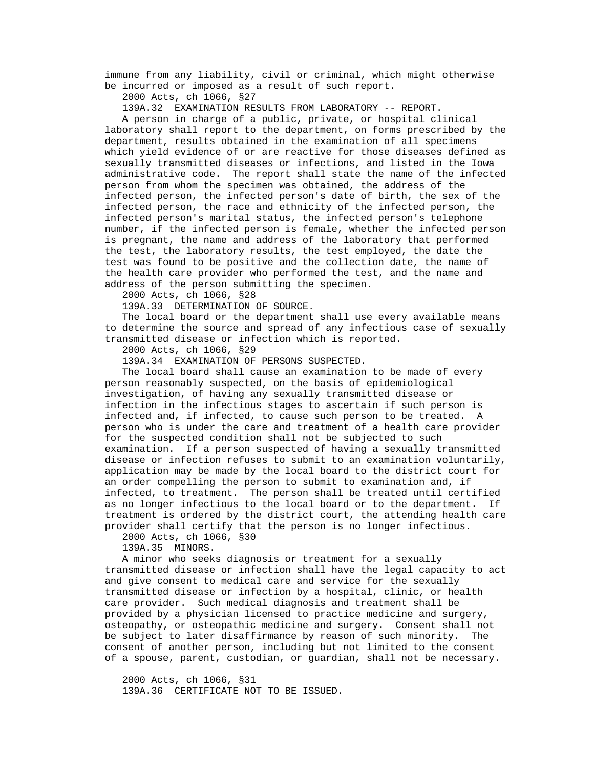immune from any liability, civil or criminal, which might otherwise be incurred or imposed as a result of such report.

2000 Acts, ch 1066, §27

139A.32 EXAMINATION RESULTS FROM LABORATORY -- REPORT.

A person in charge of a public, private, or hospital clinical laboratory shall report to the department, on forms prescribed by the department, results obtained in the examination of all specimens which yield evidence of or are reactive for those diseases defined as sexually transmitted diseases or infections, and listed in the Iowa administrative code. The report shall state the name of the infected person from whom the specimen was obtained, the address of the infected person, the infected person's date of birth, the sex of the infected person, the race and ethnicity of the infected person, the infected person's marital status, the infected person's telephone number, if the infected person is female, whether the infected person is pregnant, the name and address of the laboratory that performed the test, the laboratory results, the test employed, the date the test was found to be positive and the collection date, the name of the health care provider who performed the test, and the name and address of the person submitting the specimen.

2000 Acts, ch 1066, §28

139A.33 DETERMINATION OF SOURCE.

The local board or the department shall use every available means to determine the source and spread of any infectious case of sexually transmitted disease or infection which is reported.

2000 Acts, ch 1066, §29

139A.34 EXAMINATION OF PERSONS SUSPECTED.

The local board shall cause an examination to be made of every person reasonably suspected, on the basis of epidemiological investigation, of having any sexually transmitted disease or infection in the infectious stages to ascertain if such person is infected and, if infected, to cause such person to be treated. A person who is under the care and treatment of a health care provider for the suspected condition shall not be subjected to such examination. If a person suspected of having a sexually transmitted disease or infection refuses to submit to an examination voluntarily, application may be made by the local board to the district court for an order compelling the person to submit to examination and, if infected, to treatment. The person shall be treated until certified as no longer infectious to the local board or to the department. If treatment is ordered by the district court, the attending health care provider shall certify that the person is no longer infectious.

2000 Acts, ch 1066, §30

139A.35 MINORS.

A minor who seeks diagnosis or treatment for a sexually transmitted disease or infection shall have the legal capacity to act and give consent to medical care and service for the sexually transmitted disease or infection by a hospital, clinic, or health care provider. Such medical diagnosis and treatment shall be provided by a physician licensed to practice medicine and surgery, osteopathy, or osteopathic medicine and surgery. Consent shall not be subject to later disaffirmance by reason of such minority. The consent of another person, including but not limited to the consent of a spouse, parent, custodian, or guardian, shall not be necessary.

2000 Acts, ch 1066, §31

139A.36 CERTIFICATE NOT TO BE ISSUED.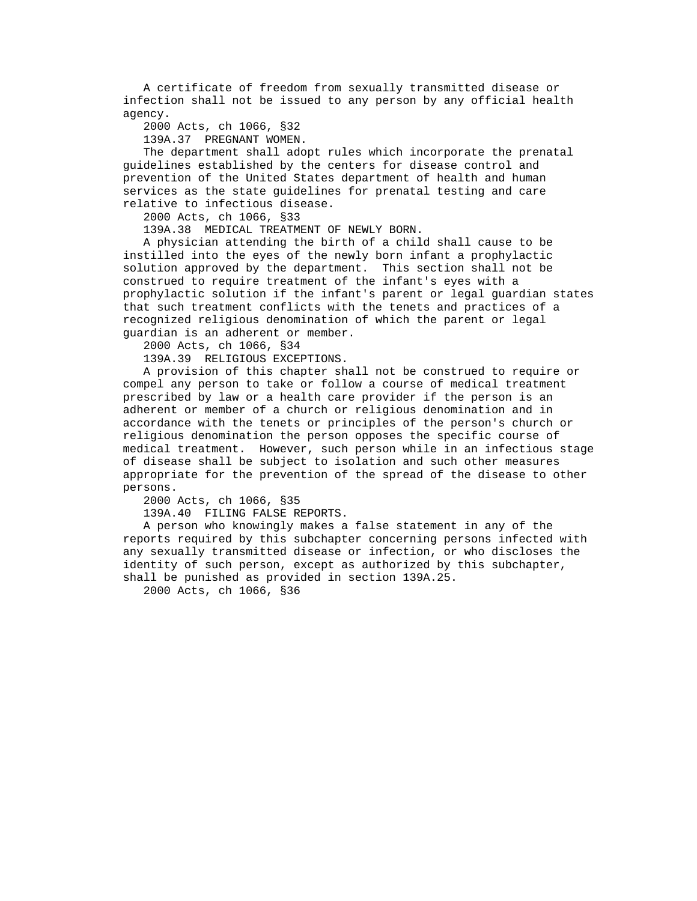A certificate of freedom from sexually transmitted disease or infection shall not be issued to any person by any official health agency.

2000 Acts, ch 1066, §32

139A.37 PREGNANT WOMEN.

The department shall adopt rules which incorporate the prenatal guidelines established by the centers for disease control and prevention of the United States department of health and human services as the state guidelines for prenatal testing and care relative to infectious disease.

2000 Acts, ch 1066, §33

139A.38 MEDICAL TREATMENT OF NEWLY BORN.

A physician attending the birth of a child shall cause to be instilled into the eyes of the newly born infant a prophylactic solution approved by the department. This section shall not be construed to require treatment of the infant's eyes with a prophylactic solution if the infant's parent or legal guardian states that such treatment conflicts with the tenets and practices of a recognized religious denomination of which the parent or legal guardian is an adherent or member.

2000 Acts, ch 1066, §34

139A.39 RELIGIOUS EXCEPTIONS.

A provision of this chapter shall not be construed to require or compel any person to take or follow a course of medical treatment prescribed by law or a health care provider if the person is an adherent or member of a church or religious denomination and in accordance with the tenets or principles of the person's church or religious denomination the person opposes the specific course of medical treatment. However, such person while in an infectious stage of disease shall be subject to isolation and such other measures appropriate for the prevention of the spread of the disease to other persons.

2000 Acts, ch 1066, §35

139A.40 FILING FALSE REPORTS.

A person who knowingly makes a false statement in any of the reports required by this subchapter concerning persons infected with any sexually transmitted disease or infection, or who discloses the identity of such person, except as authorized by this subchapter, shall be punished as provided in section 139A.25.

2000 Acts, ch 1066, §36